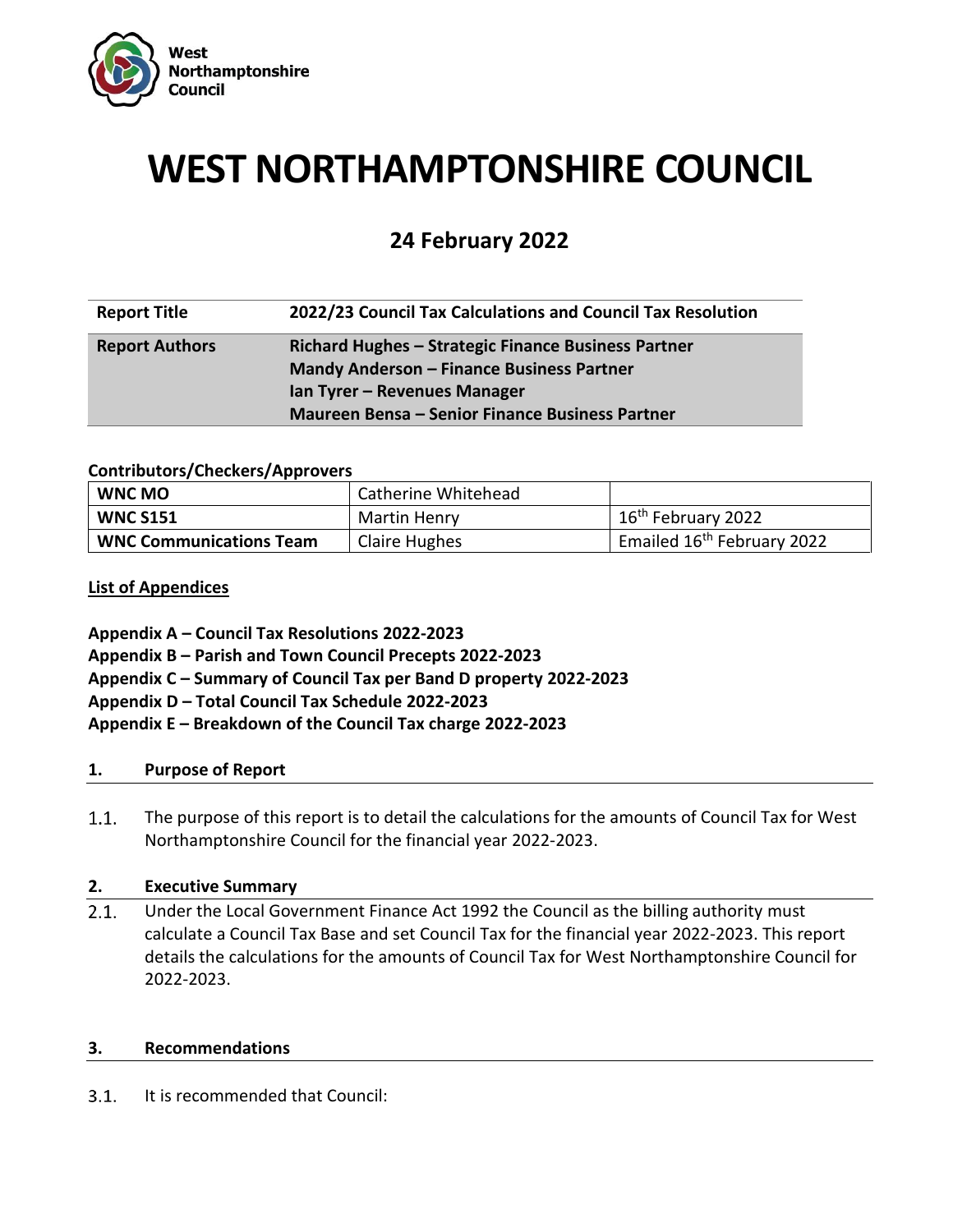West Northamptonshire Council

# WEST NORTHAMPTONSHIRE COUNCIL

## 24 February 2022

| Report Title | 2022/23 Council Tax Calculations and Council Tax Resolution |
|---|---|
| Report Authors | Richard Hughes – Strategic Finance Business Partner<br>Mandy Anderson – Finance Business Partner<br>Ian Tyrer – Revenues Manager<br>Maureen Bensa – Senior Finance Business Partner |

**Contributors/Checkers/Approvers**

| WNC MO | Catherine Whitehead | |
|---|---|---|
| WNC S151 | Martin Henry | 16th February 2022 |
| WNC Communications Team | Claire Hughes | Emailed 16th February 2022 |

**List of Appendices**

**Appendix A – Council Tax Resolutions 2022-2023**
**Appendix B – Parish and Town Council Precepts 2022-2023**
**Appendix C – Summary of Council Tax per Band D property 2022-2023**
**Appendix D – Total Council Tax Schedule 2022-2023**
**Appendix E – Breakdown of the Council Tax charge 2022-2023**

### 1. Purpose of Report

1.1. The purpose of this report is to detail the calculations for the amounts of Council Tax for West Northamptonshire Council for the financial year 2022-2023.

### 2. Executive Summary

2.1. Under the Local Government Finance Act 1992 the Council as the billing authority must calculate a Council Tax Base and set Council Tax for the financial year 2022-2023. This report details the calculations for the amounts of Council Tax for West Northamptonshire Council for 2022-2023.

### 3. Recommendations

3.1. It is recommended that Council: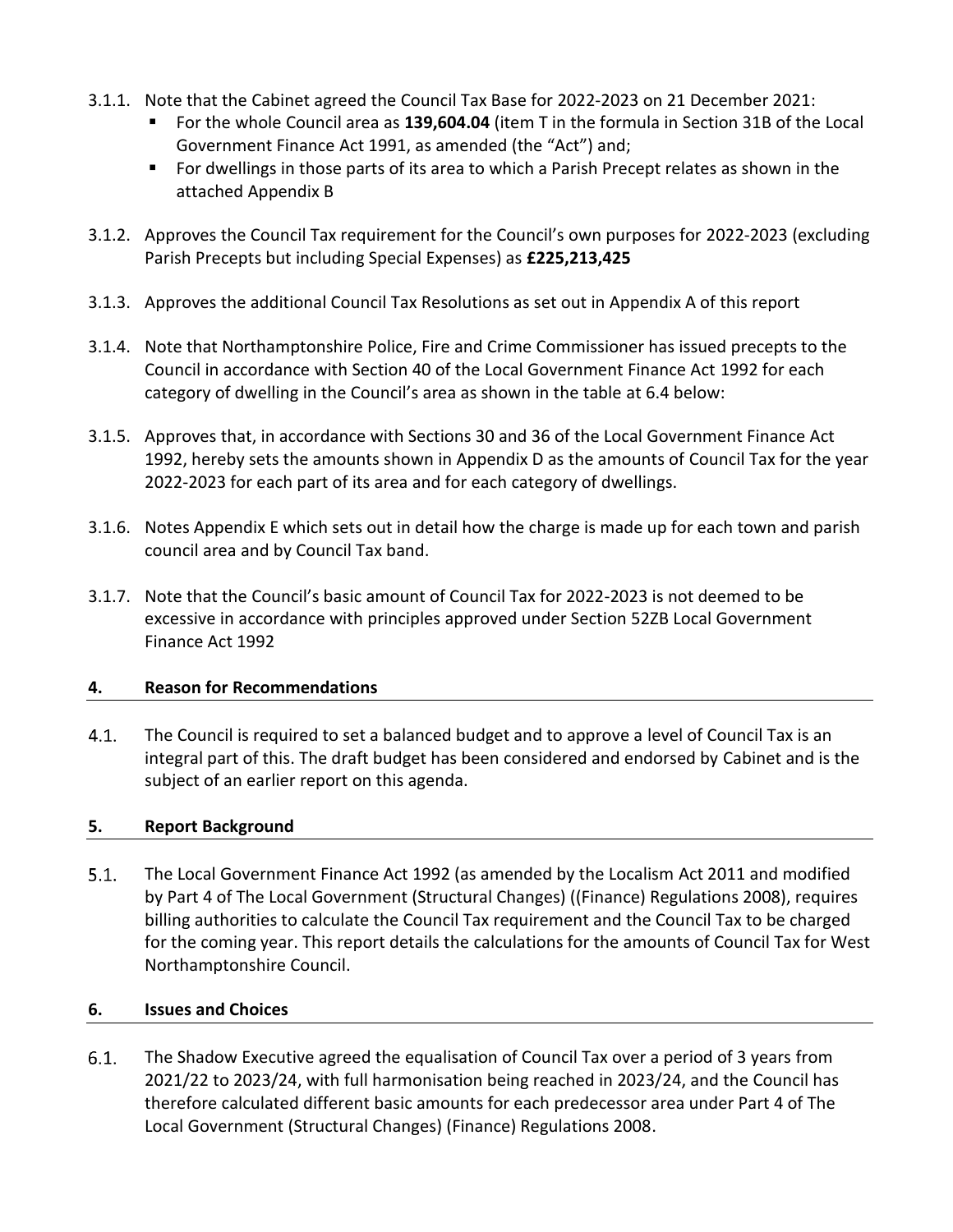3.1.1. Note that the Cabinet agreed the Council Tax Base for 2022-2023 on 21 December 2021:

- For the whole Council area as **139,604.04** (item T in the formula in Section 31B of the Local Government Finance Act 1991, as amended (the "Act") and;
- For dwellings in those parts of its area to which a Parish Precept relates as shown in the attached Appendix B

3.1.2. Approves the Council Tax requirement for the Council's own purposes for 2022-2023 (excluding Parish Precepts but including Special Expenses) as **£225,213,425**

3.1.3. Approves the additional Council Tax Resolutions as set out in Appendix A of this report

3.1.4. Note that Northamptonshire Police, Fire and Crime Commissioner has issued precepts to the Council in accordance with Section 40 of the Local Government Finance Act 1992 for each category of dwelling in the Council's area as shown in the table at 6.4 below:

3.1.5. Approves that, in accordance with Sections 30 and 36 of the Local Government Finance Act 1992, hereby sets the amounts shown in Appendix D as the amounts of Council Tax for the year 2022-2023 for each part of its area and for each category of dwellings.

3.1.6. Notes Appendix E which sets out in detail how the charge is made up for each town and parish council area and by Council Tax band.

3.1.7. Note that the Council's basic amount of Council Tax for 2022-2023 is not deemed to be excessive in accordance with principles approved under Section 52ZB Local Government Finance Act 1992

## 4. Reason for Recommendations

4.1. The Council is required to set a balanced budget and to approve a level of Council Tax is an integral part of this. The draft budget has been considered and endorsed by Cabinet and is the subject of an earlier report on this agenda.

## 5. Report Background

5.1. The Local Government Finance Act 1992 (as amended by the Localism Act 2011 and modified by Part 4 of The Local Government (Structural Changes) ((Finance) Regulations 2008), requires billing authorities to calculate the Council Tax requirement and the Council Tax to be charged for the coming year. This report details the calculations for the amounts of Council Tax for West Northamptonshire Council.

## 6. Issues and Choices

6.1. The Shadow Executive agreed the equalisation of Council Tax over a period of 3 years from 2021/22 to 2023/24, with full harmonisation being reached in 2023/24, and the Council has therefore calculated different basic amounts for each predecessor area under Part 4 of The Local Government (Structural Changes) (Finance) Regulations 2008.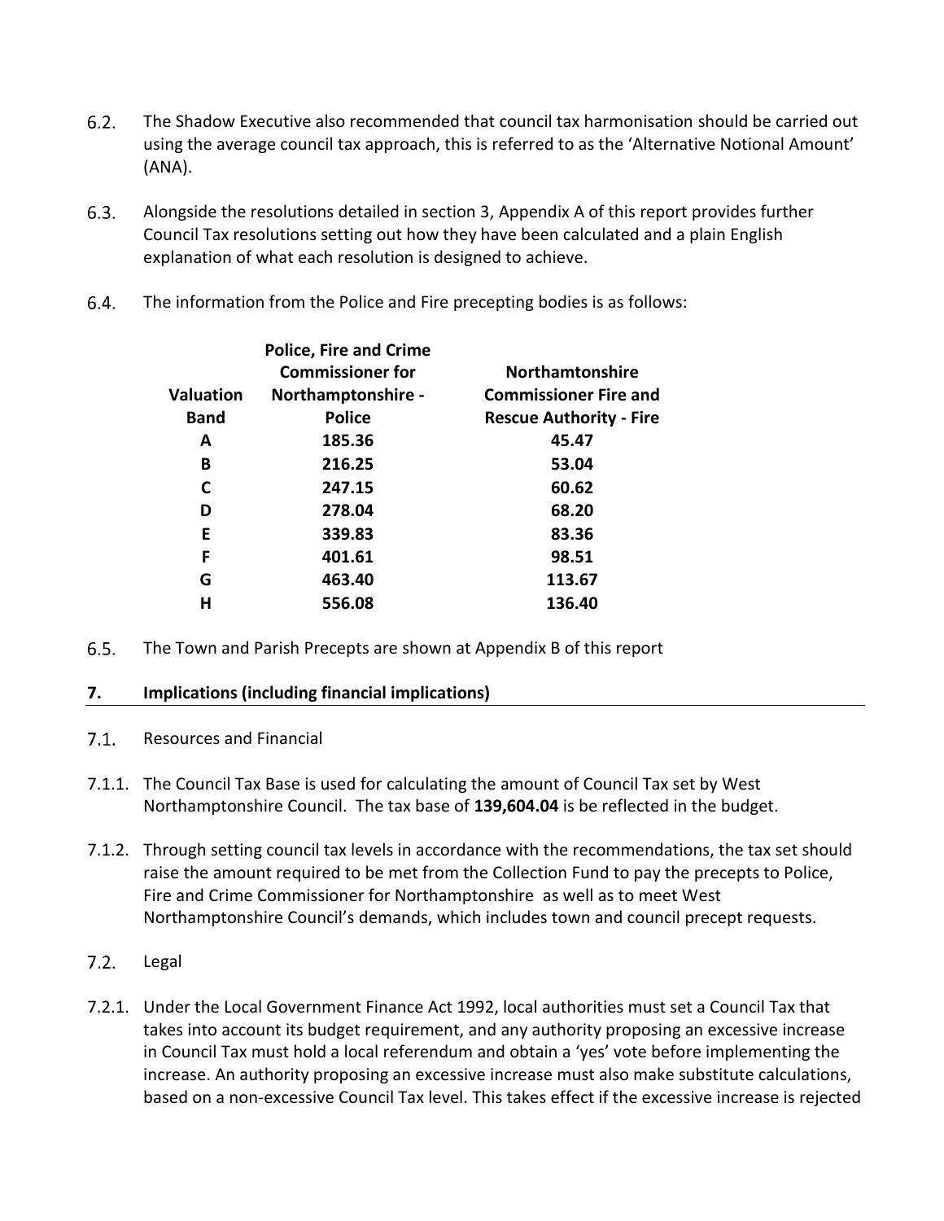6.2. The Shadow Executive also recommended that council tax harmonisation should be carried out using the average council tax approach, this is referred to as the 'Alternative Notional Amount' (ANA).

6.3. Alongside the resolutions detailed in section 3, Appendix A of this report provides further Council Tax resolutions setting out how they have been calculated and a plain English explanation of what each resolution is designed to achieve.

6.4. The information from the Police and Fire precepting bodies is as follows:

| Valuation Band | Police, Fire and Crime Commissioner for Northamptonshire - Police | Northamtonshire Commissioner Fire and Rescue Authority - Fire |
|---|---|---|
| A | 185.36 | 45.47 |
| B | 216.25 | 53.04 |
| C | 247.15 | 60.62 |
| D | 278.04 | 68.20 |
| E | 339.83 | 83.36 |
| F | 401.61 | 98.51 |
| G | 463.40 | 113.67 |
| H | 556.08 | 136.40 |

6.5. The Town and Parish Precepts are shown at Appendix B of this report

## 7. Implications (including financial implications)

7.1. Resources and Financial

7.1.1. The Council Tax Base is used for calculating the amount of Council Tax set by West Northamptonshire Council. The tax base of **139,604.04** is be reflected in the budget.

7.1.2. Through setting council tax levels in accordance with the recommendations, the tax set should raise the amount required to be met from the Collection Fund to pay the precepts to Police, Fire and Crime Commissioner for Northamptonshire as well as to meet West Northamptonshire Council's demands, which includes town and council precept requests.

7.2. Legal

7.2.1. Under the Local Government Finance Act 1992, local authorities must set a Council Tax that takes into account its budget requirement, and any authority proposing an excessive increase in Council Tax must hold a local referendum and obtain a 'yes' vote before implementing the increase. An authority proposing an excessive increase must also make substitute calculations, based on a non-excessive Council Tax level. This takes effect if the excessive increase is rejected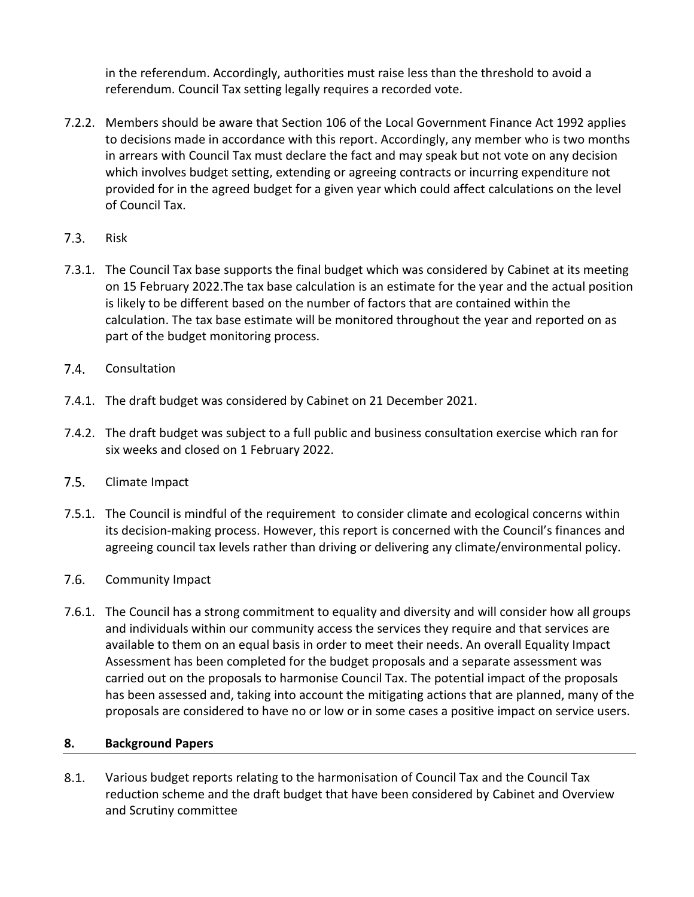in the referendum. Accordingly, authorities must raise less than the threshold to avoid a referendum. Council Tax setting legally requires a recorded vote.

7.2.2. Members should be aware that Section 106 of the Local Government Finance Act 1992 applies to decisions made in accordance with this report. Accordingly, any member who is two months in arrears with Council Tax must declare the fact and may speak but not vote on any decision which involves budget setting, extending or agreeing contracts or incurring expenditure not provided for in the agreed budget for a given year which could affect calculations on the level of Council Tax.

7.3. Risk

7.3.1. The Council Tax base supports the final budget which was considered by Cabinet at its meeting on 15 February 2022.The tax base calculation is an estimate for the year and the actual position is likely to be different based on the number of factors that are contained within the calculation. The tax base estimate will be monitored throughout the year and reported on as part of the budget monitoring process.

7.4. Consultation

7.4.1. The draft budget was considered by Cabinet on 21 December 2021.

7.4.2. The draft budget was subject to a full public and business consultation exercise which ran for six weeks and closed on 1 February 2022.

7.5. Climate Impact

7.5.1. The Council is mindful of the requirement to consider climate and ecological concerns within its decision-making process. However, this report is concerned with the Council's finances and agreeing council tax levels rather than driving or delivering any climate/environmental policy.

7.6. Community Impact

7.6.1. The Council has a strong commitment to equality and diversity and will consider how all groups and individuals within our community access the services they require and that services are available to them on an equal basis in order to meet their needs. An overall Equality Impact Assessment has been completed for the budget proposals and a separate assessment was carried out on the proposals to harmonise Council Tax. The potential impact of the proposals has been assessed and, taking into account the mitigating actions that are planned, many of the proposals are considered to have no or low or in some cases a positive impact on service users.

## 8. Background Papers

8.1. Various budget reports relating to the harmonisation of Council Tax and the Council Tax reduction scheme and the draft budget that have been considered by Cabinet and Overview and Scrutiny committee